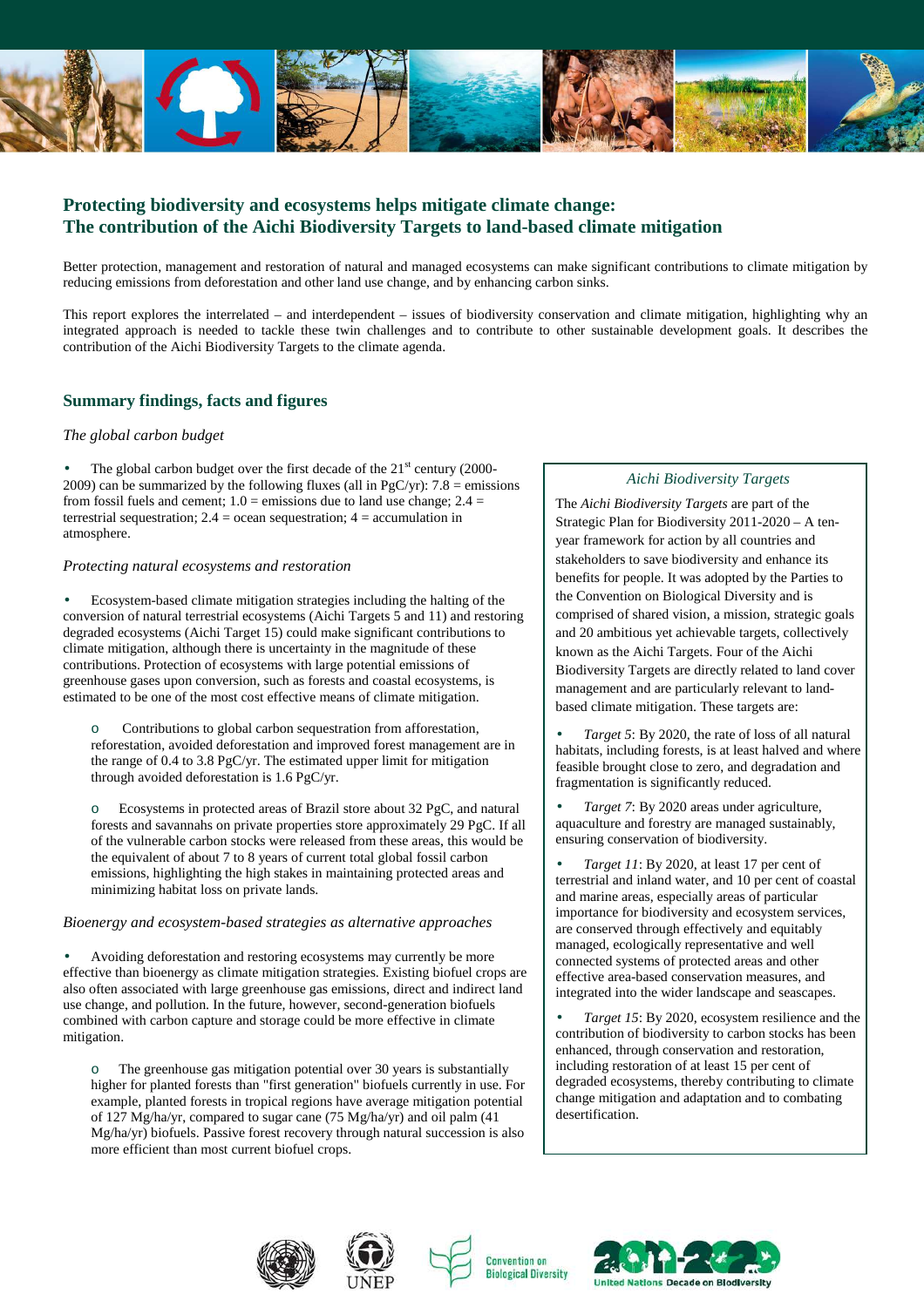# Protecting biodiversity and ecosystems helps mitigate climate change: The contribution of the Aichi Biodiversity Targets to land-based climate mitigation

Better protection, management and restoration of natural and managed ecosystems can make significant contributions to climate mitigation by reducing emissions from deforestation and other land use change, and by enhancing carbon sinks.

This report explores the interrelated – and interdependent – issues of biodiversity conservation and climate mitigation, highlighting why an integrated approach is needed to tackle these twin challenges and to contribute to other sustainable development goals. It describes the contribution of the Aichi Biodiversity Targets to the climate agenda.

## Summary findings, facts and figures

*The global carbon budget*

- The global carbon budget over the first decade of the 21st century (2000-2009) can be summarized by the following fluxes (all in PgC/yr): 7.8 = emissions from fossil fuels and cement; 1.0 = emissions due to land use change; 2.4 = terrestrial sequestration; 2.4 = ocean sequestration; 4 = accumulation in atmosphere.

*Protecting natural ecosystems and restoration*

- Ecosystem-based climate mitigation strategies including the halting of the conversion of natural terrestrial ecosystems (Aichi Targets 5 and 11) and restoring degraded ecosystems (Aichi Target 15) could make significant contributions to climate mitigation, although there is uncertainty in the magnitude of these contributions. Protection of ecosystems with large potential emissions of greenhouse gases upon conversion, such as forests and coastal ecosystems, is estimated to be one of the most cost effective means of climate mitigation.
  - Contributions to global carbon sequestration from afforestation, reforestation, avoided deforestation and improved forest management are in the range of 0.4 to 3.8 PgC/yr. The estimated upper limit for mitigation through avoided deforestation is 1.6 PgC/yr.
  - Ecosystems in protected areas of Brazil store about 32 PgC, and natural forests and savannahs on private properties store approximately 29 PgC. If all of the vulnerable carbon stocks were released from these areas, this would be the equivalent of about 7 to 8 years of current total global fossil carbon emissions, highlighting the high stakes in maintaining protected areas and minimizing habitat loss on private lands.

*Bioenergy and ecosystem-based strategies as alternative approaches*

- Avoiding deforestation and restoring ecosystems may currently be more effective than bioenergy as climate mitigation strategies. Existing biofuel crops are also often associated with large greenhouse gas emissions, direct and indirect land use change, and pollution. In the future, however, second-generation biofuels combined with carbon capture and storage could be more effective in climate mitigation.
  - The greenhouse gas mitigation potential over 30 years is substantially higher for planted forests than "first generation" biofuels currently in use. For example, planted forests in tropical regions have average mitigation potential of 127 Mg/ha/yr, compared to sugar cane (75 Mg/ha/yr) and oil palm (41 Mg/ha/yr) biofuels. Passive forest recovery through natural succession is also more efficient than most current biofuel crops.

### *Aichi Biodiversity Targets*

The *Aichi Biodiversity Targets* are part of the Strategic Plan for Biodiversity 2011-2020 – A ten-year framework for action by all countries and stakeholders to save biodiversity and enhance its benefits for people. It was adopted by the Parties to the Convention on Biological Diversity and is comprised of shared vision, a mission, strategic goals and 20 ambitious yet achievable targets, collectively known as the Aichi Targets. Four of the Aichi Biodiversity Targets are directly related to land cover management and are particularly relevant to land-based climate mitigation. These targets are:

- *Target 5*: By 2020, the rate of loss of all natural habitats, including forests, is at least halved and where feasible brought close to zero, and degradation and fragmentation is significantly reduced.
- *Target 7*: By 2020 areas under agriculture, aquaculture and forestry are managed sustainably, ensuring conservation of biodiversity.
- *Target 11*: By 2020, at least 17 per cent of terrestrial and inland water, and 10 per cent of coastal and marine areas, especially areas of particular importance for biodiversity and ecosystem services, are conserved through effectively and equitably managed, ecologically representative and well connected systems of protected areas and other effective area-based conservation measures, and integrated into the wider landscape and seascapes.
- *Target 15*: By 2020, ecosystem resilience and the contribution of biodiversity to carbon stocks has been enhanced, through conservation and restoration, including restoration of at least 15 per cent of degraded ecosystems, thereby contributing to climate change mitigation and adaptation and to combating desertification.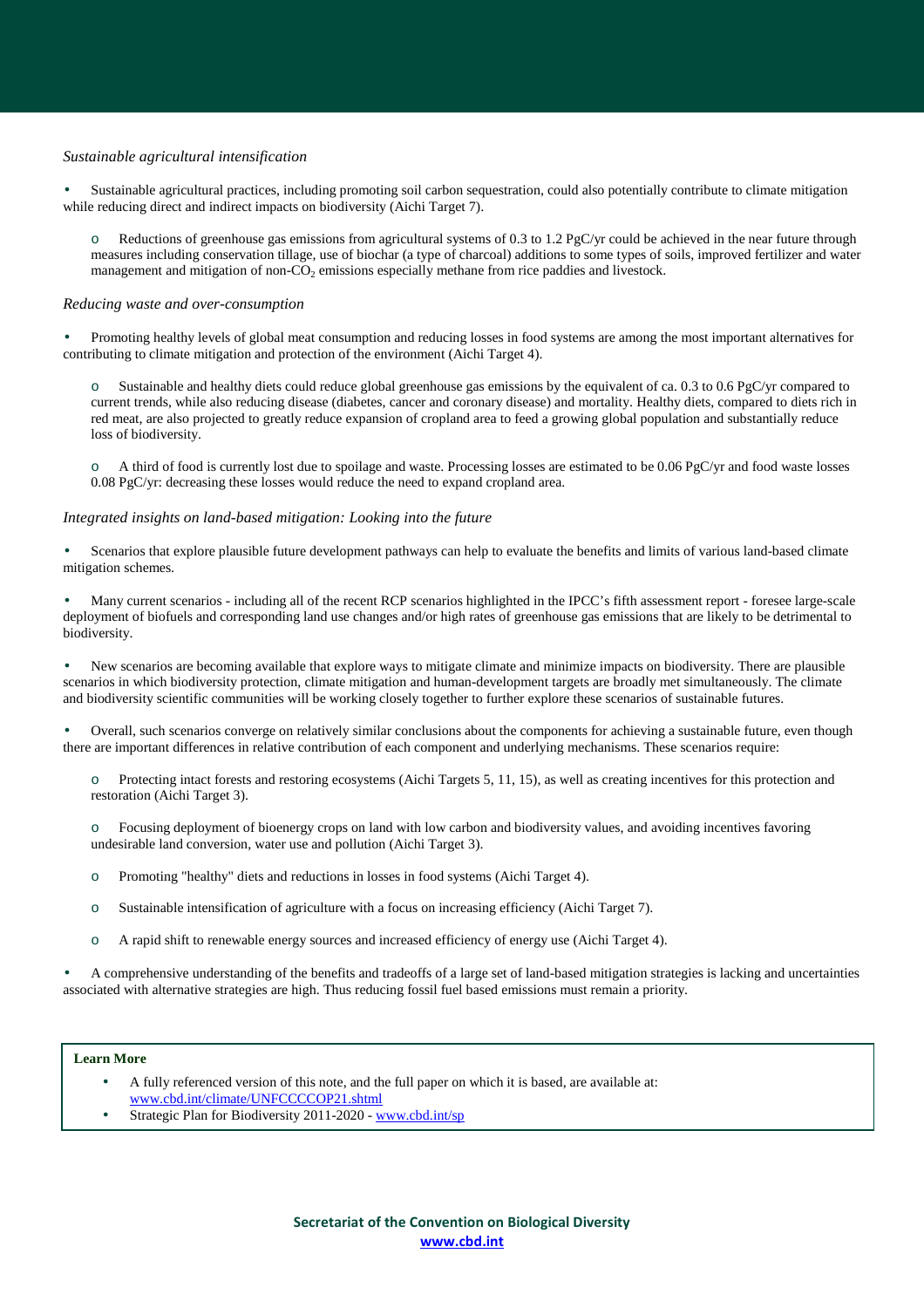*Sustainable agricultural intensification*

- Sustainable agricultural practices, including promoting soil carbon sequestration, could also potentially contribute to climate mitigation while reducing direct and indirect impacts on biodiversity (Aichi Target 7).
  - Reductions of greenhouse gas emissions from agricultural systems of 0.3 to 1.2 PgC/yr could be achieved in the near future through measures including conservation tillage, use of biochar (a type of charcoal) additions to some types of soils, improved fertilizer and water management and mitigation of non-$CO_2$ emissions especially methane from rice paddies and livestock.

*Reducing waste and over-consumption*

- Promoting healthy levels of global meat consumption and reducing losses in food systems are among the most important alternatives for contributing to climate mitigation and protection of the environment (Aichi Target 4).
  - Sustainable and healthy diets could reduce global greenhouse gas emissions by the equivalent of ca. 0.3 to 0.6 PgC/yr compared to current trends, while also reducing disease (diabetes, cancer and coronary disease) and mortality. Healthy diets, compared to diets rich in red meat, are also projected to greatly reduce expansion of cropland area to feed a growing global population and substantially reduce loss of biodiversity.
  - A third of food is currently lost due to spoilage and waste. Processing losses are estimated to be 0.06 PgC/yr and food waste losses 0.08 PgC/yr: decreasing these losses would reduce the need to expand cropland area.

*Integrated insights on land-based mitigation: Looking into the future*

- Scenarios that explore plausible future development pathways can help to evaluate the benefits and limits of various land-based climate mitigation schemes.
- Many current scenarios - including all of the recent RCP scenarios highlighted in the IPCC's fifth assessment report - foresee large-scale deployment of biofuels and corresponding land use changes and/or high rates of greenhouse gas emissions that are likely to be detrimental to biodiversity.
- New scenarios are becoming available that explore ways to mitigate climate and minimize impacts on biodiversity. There are plausible scenarios in which biodiversity protection, climate mitigation and human-development targets are broadly met simultaneously. The climate and biodiversity scientific communities will be working closely together to further explore these scenarios of sustainable futures.
- Overall, such scenarios converge on relatively similar conclusions about the components for achieving a sustainable future, even though there are important differences in relative contribution of each component and underlying mechanisms. These scenarios require:
  - Protecting intact forests and restoring ecosystems (Aichi Targets 5, 11, 15), as well as creating incentives for this protection and restoration (Aichi Target 3).
  - Focusing deployment of bioenergy crops on land with low carbon and biodiversity values, and avoiding incentives favoring undesirable land conversion, water use and pollution (Aichi Target 3).
  - Promoting "healthy" diets and reductions in losses in food systems (Aichi Target 4).
  - Sustainable intensification of agriculture with a focus on increasing efficiency (Aichi Target 7).
  - A rapid shift to renewable energy sources and increased efficiency of energy use (Aichi Target 4).
- A comprehensive understanding of the benefits and tradeoffs of a large set of land-based mitigation strategies is lacking and uncertainties associated with alternative strategies are high. Thus reducing fossil fuel based emissions must remain a priority.

**Learn More**

- A fully referenced version of this note, and the full paper on which it is based, are available at: www.cbd.int/climate/UNFCCCCOP21.shtml
- Strategic Plan for Biodiversity 2011-2020 - www.cbd.int/sp

**Secretariat of the Convention on Biological Diversity**
**www.cbd.int**